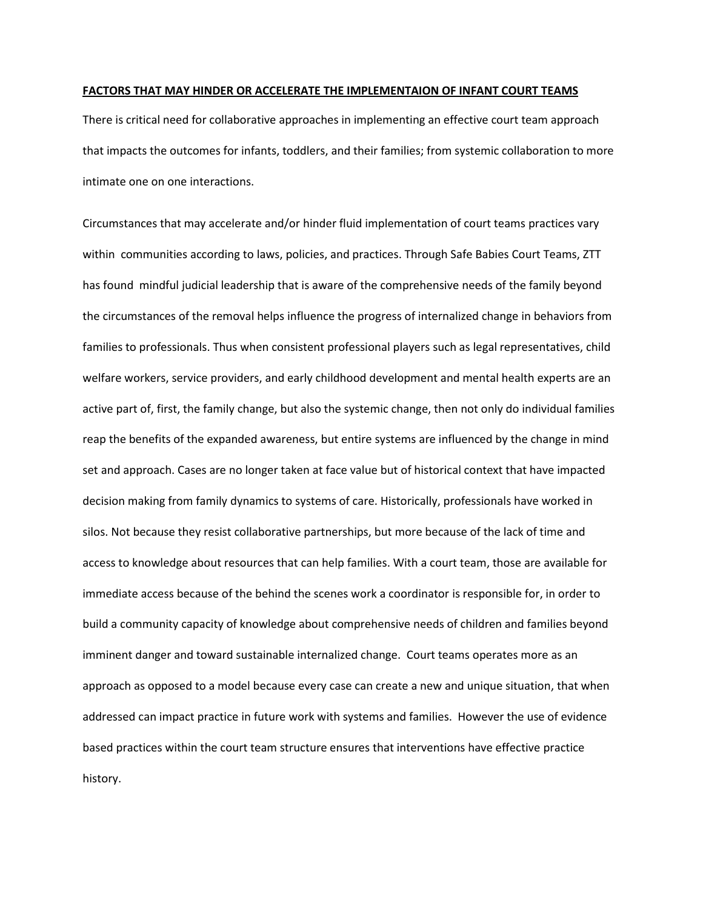**FACTORS THAT MAY HINDER OR ACCELERATE THE IMPLEMENTAION OF INFANT COURT TEAMS**

There is critical need for collaborative approaches in implementing an effective court team approach that impacts the outcomes for infants, toddlers, and their families; from systemic collaboration to more intimate one on one interactions.

Circumstances that may accelerate and/or hinder fluid implementation of court teams practices vary within communities according to laws, policies, and practices. Through Safe Babies Court Teams, ZTT has found mindful judicial leadership that is aware of the comprehensive needs of the family beyond the circumstances of the removal helps influence the progress of internalized change in behaviors from families to professionals. Thus when consistent professional players such as legal representatives, child welfare workers, service providers, and early childhood development and mental health experts are an active part of, first, the family change, but also the systemic change, then not only do individual families reap the benefits of the expanded awareness, but entire systems are influenced by the change in mind set and approach. Cases are no longer taken at face value but of historical context that have impacted decision making from family dynamics to systems of care. Historically, professionals have worked in silos. Not because they resist collaborative partnerships, but more because of the lack of time and access to knowledge about resources that can help families. With a court team, those are available for immediate access because of the behind the scenes work a coordinator is responsible for, in order to build a community capacity of knowledge about comprehensive needs of children and families beyond imminent danger and toward sustainable internalized change. Court teams operates more as an approach as opposed to a model because every case can create a new and unique situation, that when addressed can impact practice in future work with systems and families. However the use of evidence based practices within the court team structure ensures that interventions have effective practice history.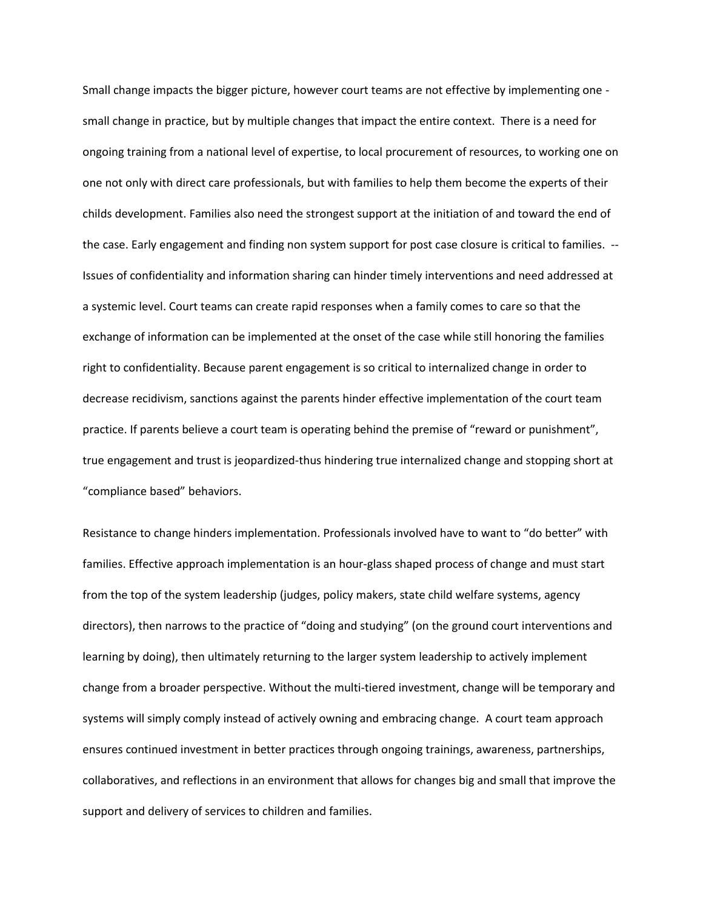Small change impacts the bigger picture, however court teams are not effective by implementing one - small change in practice, but by multiple changes that impact the entire context. There is a need for ongoing training from a national level of expertise, to local procurement of resources, to working one on one not only with direct care professionals, but with families to help them become the experts of their childs development. Families also need the strongest support at the initiation of and toward the end of the case. Early engagement and finding non system support for post case closure is critical to families. -- Issues of confidentiality and information sharing can hinder timely interventions and need addressed at a systemic level. Court teams can create rapid responses when a family comes to care so that the exchange of information can be implemented at the onset of the case while still honoring the families right to confidentiality. Because parent engagement is so critical to internalized change in order to decrease recidivism, sanctions against the parents hinder effective implementation of the court team practice. If parents believe a court team is operating behind the premise of "reward or punishment", true engagement and trust is jeopardized-thus hindering true internalized change and stopping short at "compliance based" behaviors.

Resistance to change hinders implementation. Professionals involved have to want to "do better" with families. Effective approach implementation is an hour-glass shaped process of change and must start from the top of the system leadership (judges, policy makers, state child welfare systems, agency directors), then narrows to the practice of "doing and studying" (on the ground court interventions and learning by doing), then ultimately returning to the larger system leadership to actively implement change from a broader perspective. Without the multi-tiered investment, change will be temporary and systems will simply comply instead of actively owning and embracing change. A court team approach ensures continued investment in better practices through ongoing trainings, awareness, partnerships, collaboratives, and reflections in an environment that allows for changes big and small that improve the support and delivery of services to children and families.